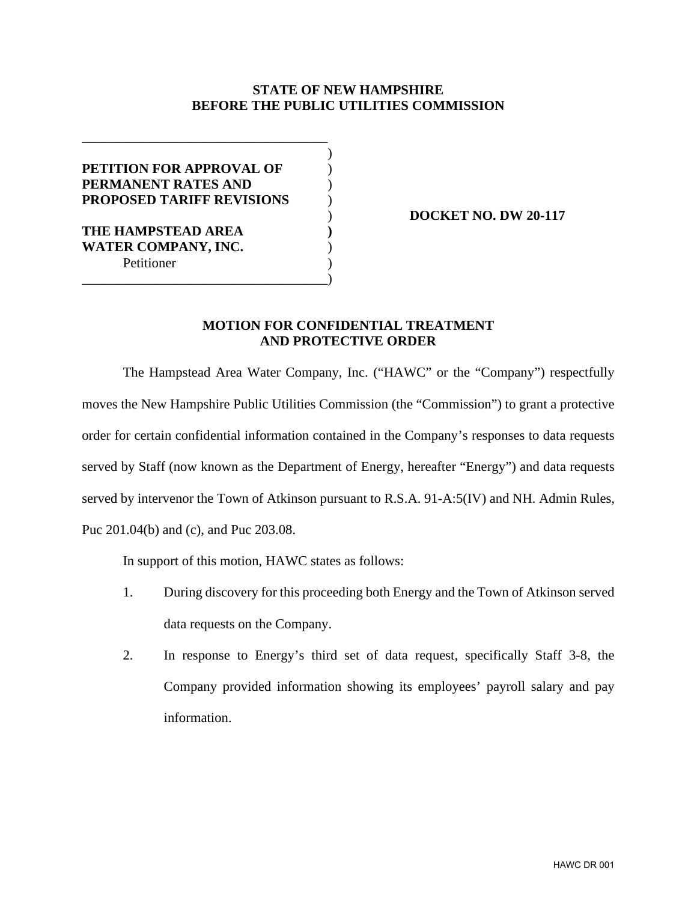**STATE OF NEW HAMPSHIRE**
**BEFORE THE PUBLIC UTILITIES COMMISSION**

| | | |
|---|---|---|
| **PETITION FOR APPROVAL OF PERMANENT RATES AND PROPOSED TARIFF REVISIONS** | ) | **DOCKET NO. DW 20-117** |
| **THE HAMPSTEAD AREA WATER COMPANY, INC.** Petitioner | ) | |

## MOTION FOR CONFIDENTIAL TREATMENT AND PROTECTIVE ORDER

The Hampstead Area Water Company, Inc. ("HAWC" or the "Company") respectfully moves the New Hampshire Public Utilities Commission (the "Commission") to grant a protective order for certain confidential information contained in the Company's responses to data requests served by Staff (now known as the Department of Energy, hereafter "Energy") and data requests served by intervenor the Town of Atkinson pursuant to R.S.A. 91-A:5(IV) and NH. Admin Rules, Puc 201.04(b) and (c), and Puc 203.08.

In support of this motion, HAWC states as follows:

1. During discovery for this proceeding both Energy and the Town of Atkinson served data requests on the Company.
2. In response to Energy's third set of data request, specifically Staff 3-8, the Company provided information showing its employees' payroll salary and pay information.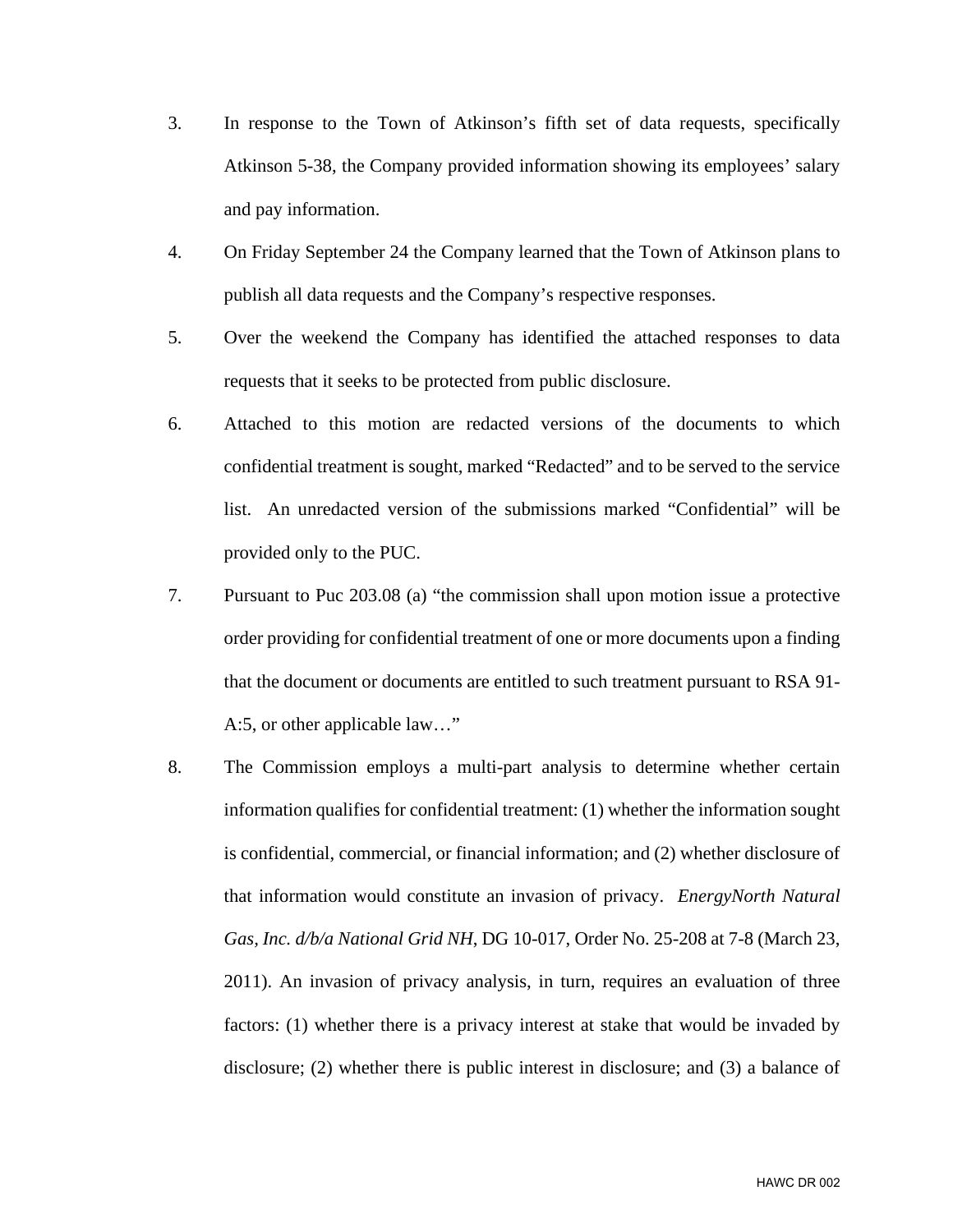3. In response to the Town of Atkinson's fifth set of data requests, specifically Atkinson 5-38, the Company provided information showing its employees' salary and pay information.

4. On Friday September 24 the Company learned that the Town of Atkinson plans to publish all data requests and the Company's respective responses.

5. Over the weekend the Company has identified the attached responses to data requests that it seeks to be protected from public disclosure.

6. Attached to this motion are redacted versions of the documents to which confidential treatment is sought, marked "Redacted" and to be served to the service list. An unredacted version of the submissions marked "Confidential" will be provided only to the PUC.

7. Pursuant to Puc 203.08 (a) "the commission shall upon motion issue a protective order providing for confidential treatment of one or more documents upon a finding that the document or documents are entitled to such treatment pursuant to RSA 91-A:5, or other applicable law…"

8. The Commission employs a multi-part analysis to determine whether certain information qualifies for confidential treatment: (1) whether the information sought is confidential, commercial, or financial information; and (2) whether disclosure of that information would constitute an invasion of privacy. *EnergyNorth Natural Gas, Inc. d/b/a National Grid NH*, DG 10-017, Order No. 25-208 at 7-8 (March 23, 2011). An invasion of privacy analysis, in turn, requires an evaluation of three factors: (1) whether there is a privacy interest at stake that would be invaded by disclosure; (2) whether there is public interest in disclosure; and (3) a balance of

HAWC DR 002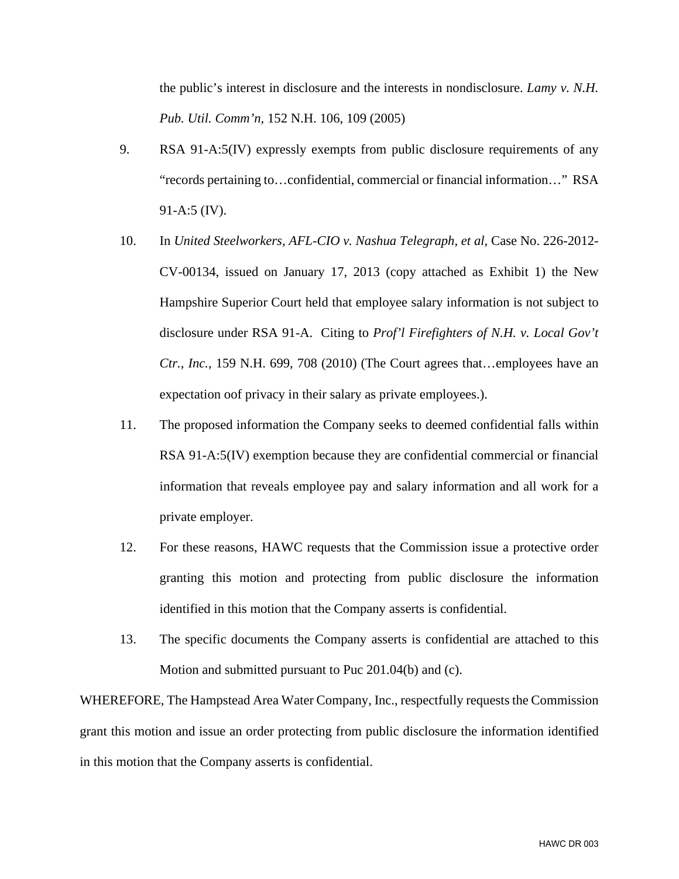the public's interest in disclosure and the interests in nondisclosure. *Lamy v. N.H. Pub. Util. Comm'n*, 152 N.H. 106, 109 (2005)

9. RSA 91-A:5(IV) expressly exempts from public disclosure requirements of any "records pertaining to…confidential, commercial or financial information…" RSA 91-A:5 (IV).

10. In *United Steelworkers, AFL-CIO v. Nashua Telegraph, et al*, Case No. 226-2012-CV-00134, issued on January 17, 2013 (copy attached as Exhibit 1) the New Hampshire Superior Court held that employee salary information is not subject to disclosure under RSA 91-A. Citing to *Prof'l Firefighters of N.H. v. Local Gov't Ctr., Inc.*, 159 N.H. 699, 708 (2010) (The Court agrees that…employees have an expectation oof privacy in their salary as private employees.).

11. The proposed information the Company seeks to deemed confidential falls within RSA 91-A:5(IV) exemption because they are confidential commercial or financial information that reveals employee pay and salary information and all work for a private employer.

12. For these reasons, HAWC requests that the Commission issue a protective order granting this motion and protecting from public disclosure the information identified in this motion that the Company asserts is confidential.

13. The specific documents the Company asserts is confidential are attached to this Motion and submitted pursuant to Puc 201.04(b) and (c).

WHEREFORE, The Hampstead Area Water Company, Inc., respectfully requests the Commission grant this motion and issue an order protecting from public disclosure the information identified in this motion that the Company asserts is confidential.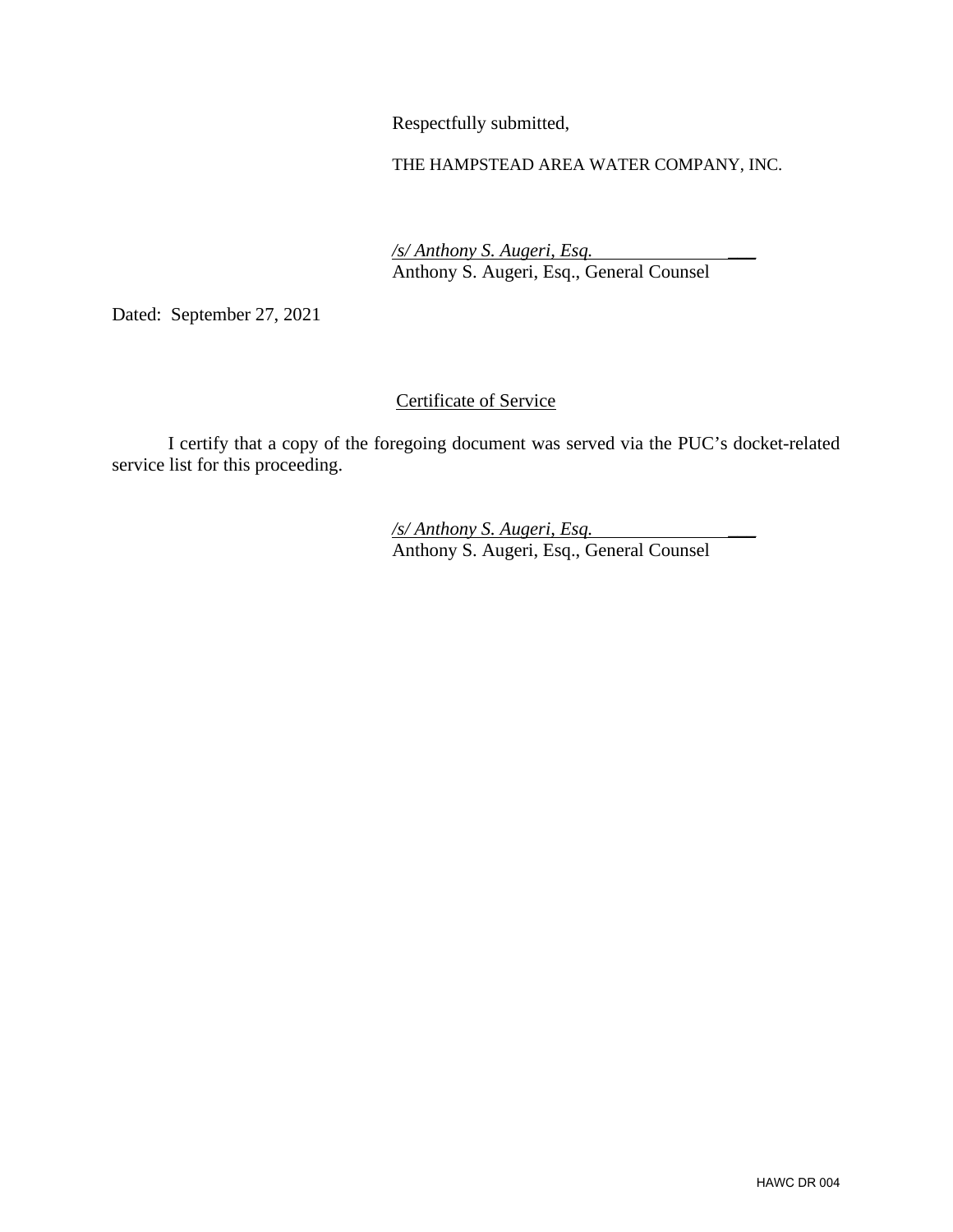Respectfully submitted,

THE HAMPSTEAD AREA WATER COMPANY, INC.

*/s/ Anthony S. Augeri, Esq.*
Anthony S. Augeri, Esq., General Counsel

Dated: September 27, 2021

Certificate of Service

I certify that a copy of the foregoing document was served via the PUC's docket-related service list for this proceeding.

*/s/ Anthony S. Augeri, Esq.*
Anthony S. Augeri, Esq., General Counsel

HAWC DR 004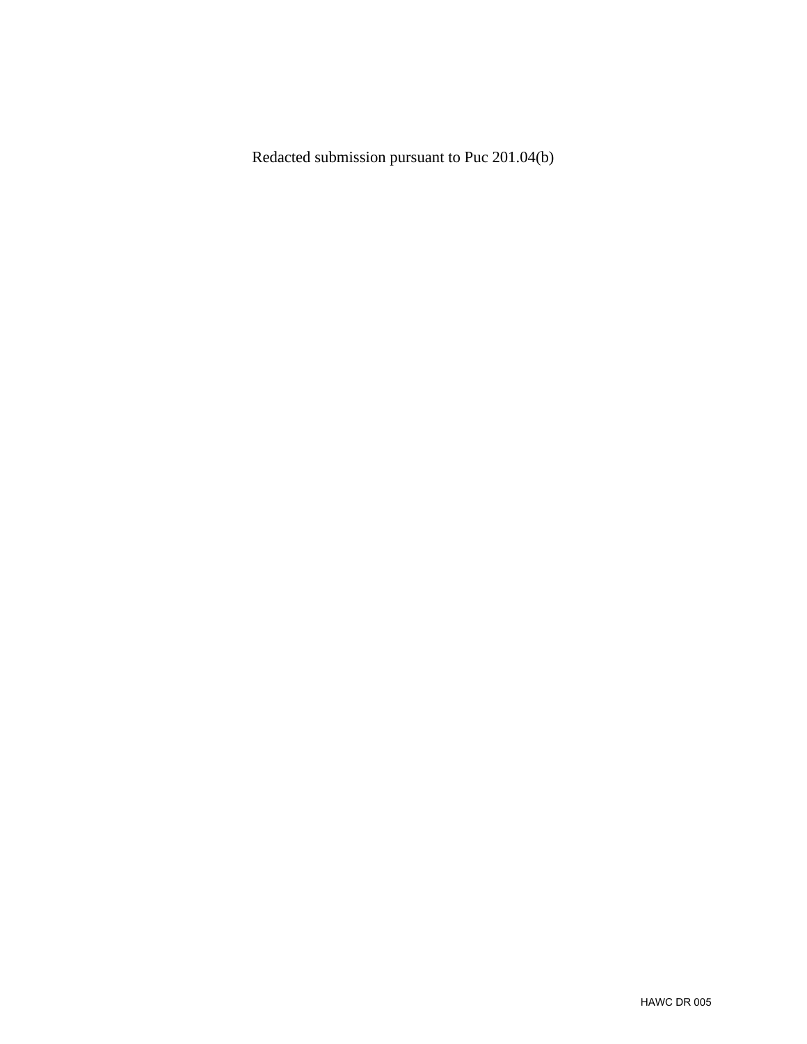Redacted submission pursuant to Puc 201.04(b)

HAWC DR 005